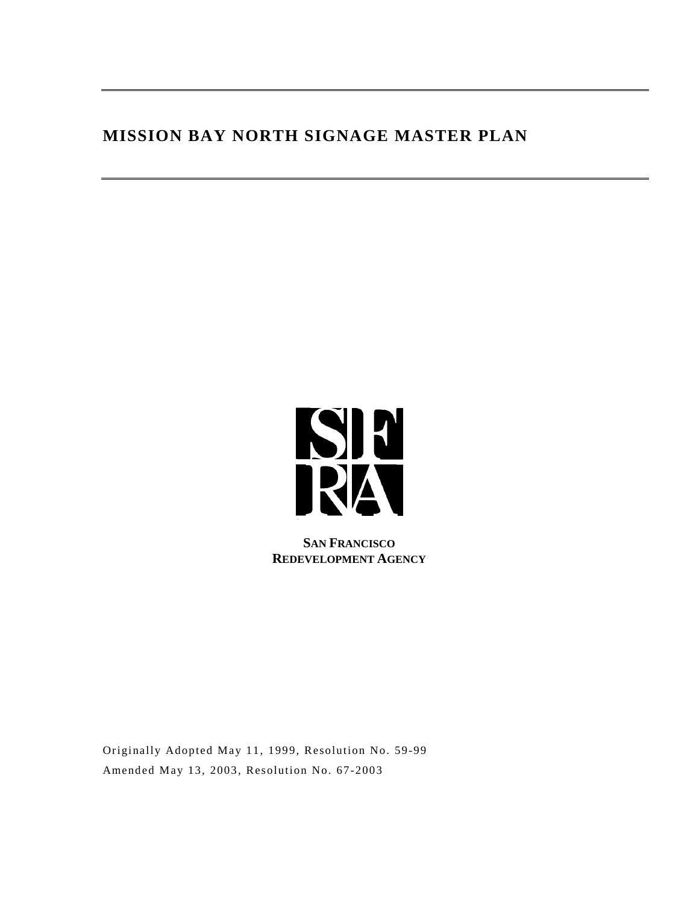# MISSION BAY NORTH SIGNAGE MASTER PLAN

**SAN FRANCISCO**
**REDEVELOPMENT AGENCY**

Originally Adopted May 11, 1999, Resolution No. 59-99

Amended May 13, 2003, Resolution No. 67-2003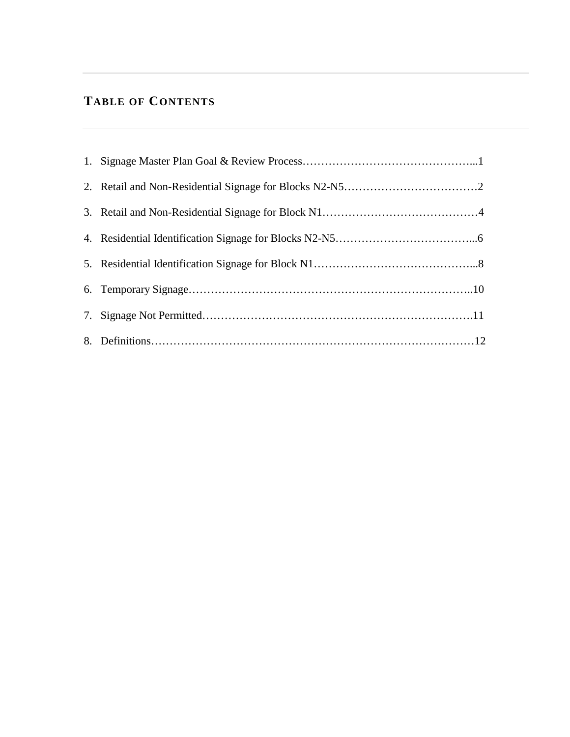# TABLE OF CONTENTS

1. Signage Master Plan Goal & Review Process………………………………………...1
2. Retail and Non-Residential Signage for Blocks N2-N5………………………………2
3. Retail and Non-Residential Signage for Block N1……………………………………4
4. Residential Identification Signage for Blocks N2-N5………………………………...6
5. Residential Identification Signage for Block N1……………………………………...8
6. Temporary Signage………………………………………………………………..10
7. Signage Not Permitted…………………………………………………………….11
8. Definitions…………………………………………………………………………12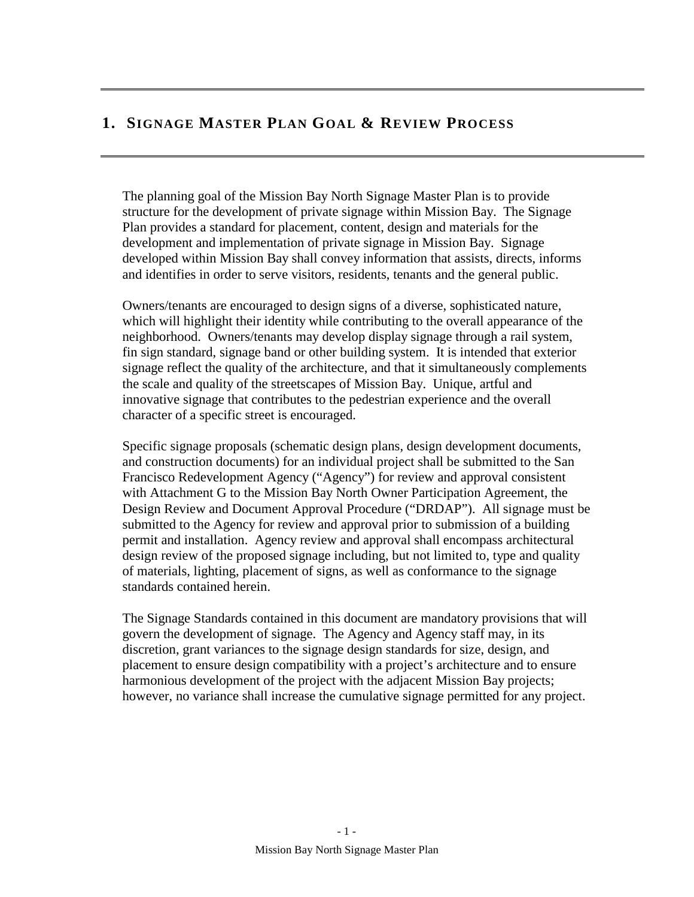# 1. SIGNAGE MASTER PLAN GOAL & REVIEW PROCESS

The planning goal of the Mission Bay North Signage Master Plan is to provide structure for the development of private signage within Mission Bay. The Signage Plan provides a standard for placement, content, design and materials for the development and implementation of private signage in Mission Bay. Signage developed within Mission Bay shall convey information that assists, directs, informs and identifies in order to serve visitors, residents, tenants and the general public.

Owners/tenants are encouraged to design signs of a diverse, sophisticated nature, which will highlight their identity while contributing to the overall appearance of the neighborhood. Owners/tenants may develop display signage through a rail system, fin sign standard, signage band or other building system. It is intended that exterior signage reflect the quality of the architecture, and that it simultaneously complements the scale and quality of the streetscapes of Mission Bay. Unique, artful and innovative signage that contributes to the pedestrian experience and the overall character of a specific street is encouraged.

Specific signage proposals (schematic design plans, design development documents, and construction documents) for an individual project shall be submitted to the San Francisco Redevelopment Agency ("Agency") for review and approval consistent with Attachment G to the Mission Bay North Owner Participation Agreement, the Design Review and Document Approval Procedure ("DRDAP"). All signage must be submitted to the Agency for review and approval prior to submission of a building permit and installation. Agency review and approval shall encompass architectural design review of the proposed signage including, but not limited to, type and quality of materials, lighting, placement of signs, as well as conformance to the signage standards contained herein.

The Signage Standards contained in this document are mandatory provisions that will govern the development of signage. The Agency and Agency staff may, in its discretion, grant variances to the signage design standards for size, design, and placement to ensure design compatibility with a project's architecture and to ensure harmonious development of the project with the adjacent Mission Bay projects; however, no variance shall increase the cumulative signage permitted for any project.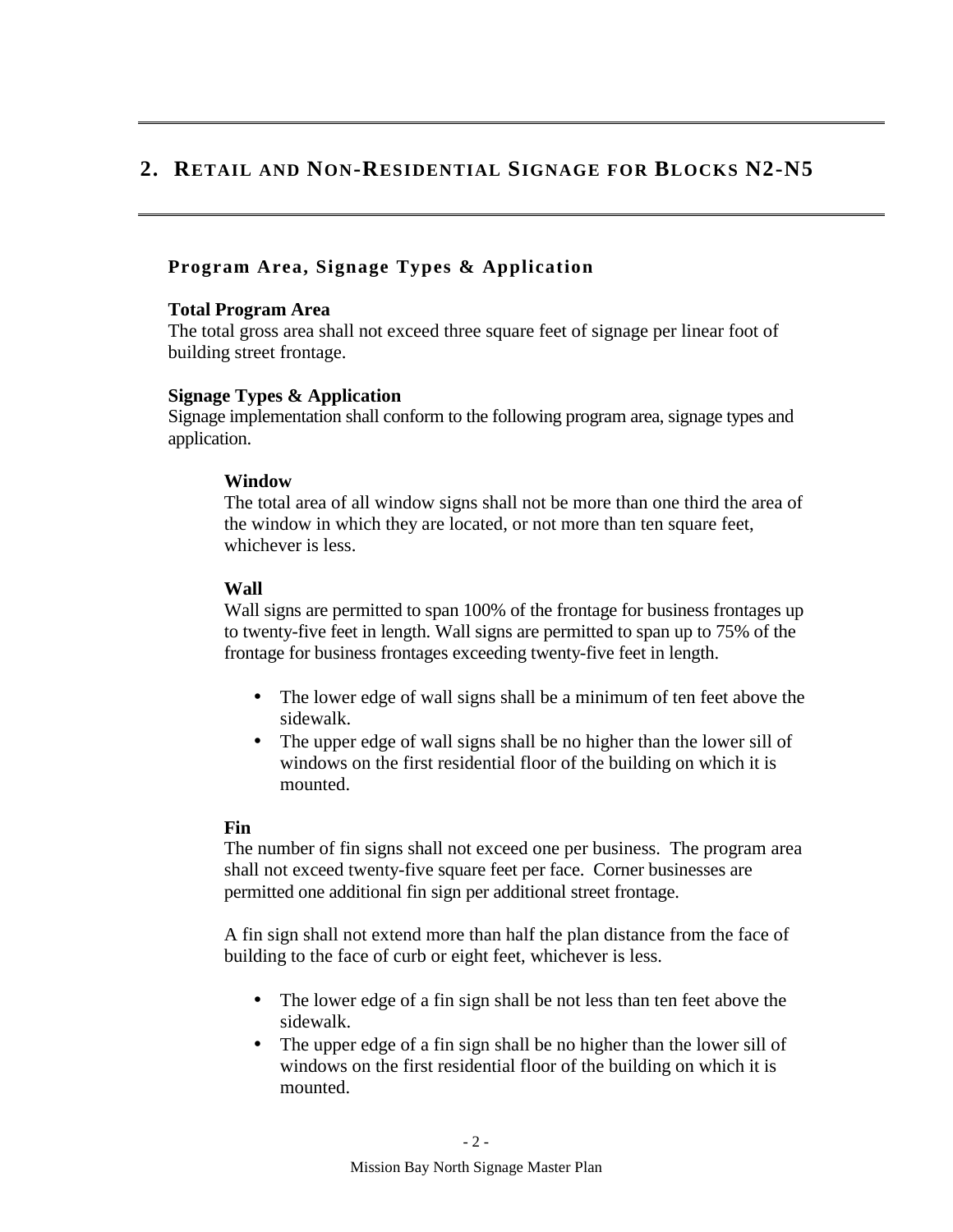## 2. Retail and Non-Residential Signage for Blocks N2-N5

### Program Area, Signage Types & Application

**Total Program Area**
The total gross area shall not exceed three square feet of signage per linear foot of building street frontage.

**Signage Types & Application**
Signage implementation shall conform to the following program area, signage types and application.

**Window**
The total area of all window signs shall not be more than one third the area of the window in which they are located, or not more than ten square feet, whichever is less.

**Wall**
Wall signs are permitted to span 100% of the frontage for business frontages up to twenty-five feet in length. Wall signs are permitted to span up to 75% of the frontage for business frontages exceeding twenty-five feet in length.

- The lower edge of wall signs shall be a minimum of ten feet above the sidewalk.
- The upper edge of wall signs shall be no higher than the lower sill of windows on the first residential floor of the building on which it is mounted.

**Fin**
The number of fin signs shall not exceed one per business. The program area shall not exceed twenty-five square feet per face. Corner businesses are permitted one additional fin sign per additional street frontage.

A fin sign shall not extend more than half the plan distance from the face of building to the face of curb or eight feet, whichever is less.

- The lower edge of a fin sign shall be not less than ten feet above the sidewalk.
- The upper edge of a fin sign shall be no higher than the lower sill of windows on the first residential floor of the building on which it is mounted.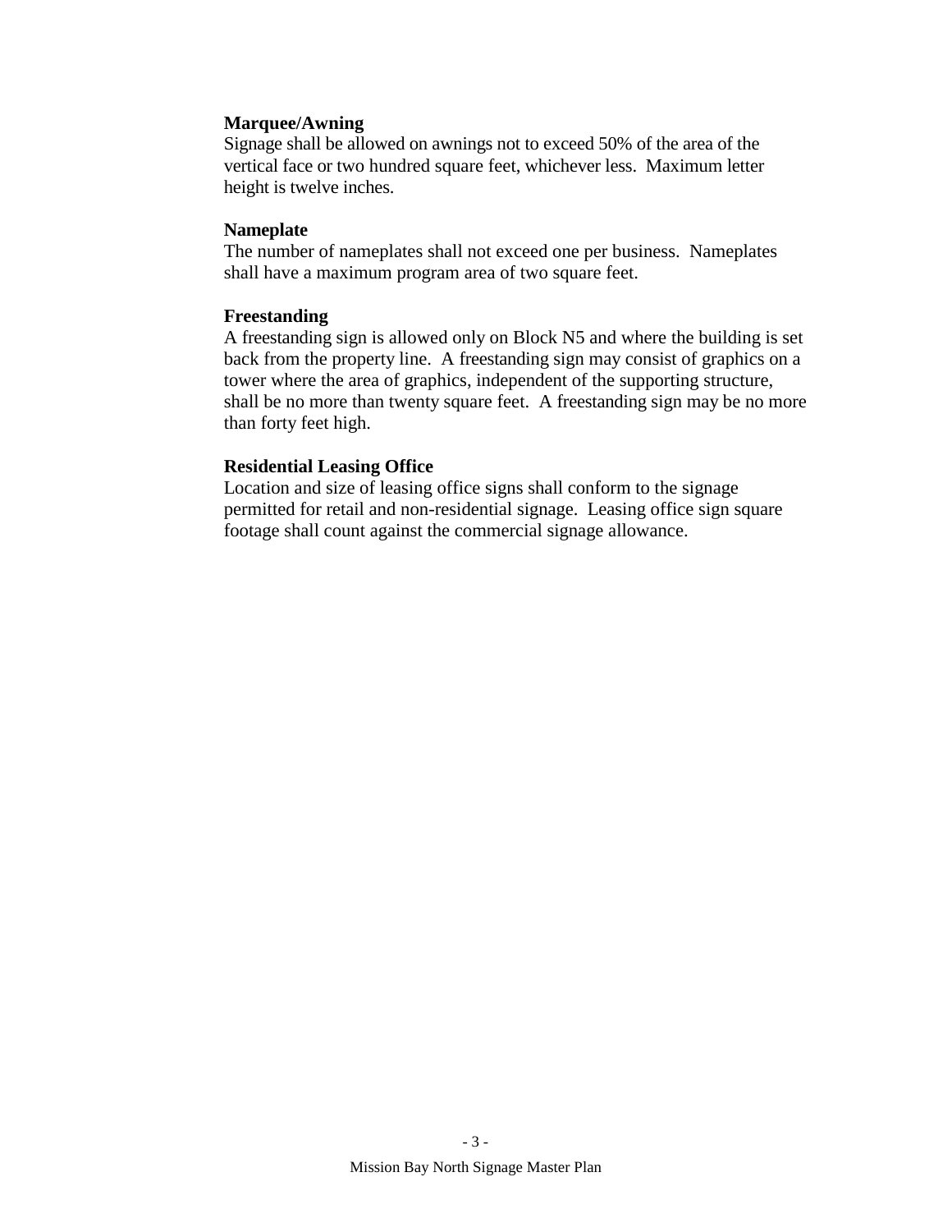**Marquee/Awning**

Signage shall be allowed on awnings not to exceed 50% of the area of the vertical face or two hundred square feet, whichever less. Maximum letter height is twelve inches.

**Nameplate**

The number of nameplates shall not exceed one per business. Nameplates shall have a maximum program area of two square feet.

**Freestanding**

A freestanding sign is allowed only on Block N5 and where the building is set back from the property line. A freestanding sign may consist of graphics on a tower where the area of graphics, independent of the supporting structure, shall be no more than twenty square feet. A freestanding sign may be no more than forty feet high.

**Residential Leasing Office**

Location and size of leasing office signs shall conform to the signage permitted for retail and non-residential signage. Leasing office sign square footage shall count against the commercial signage allowance.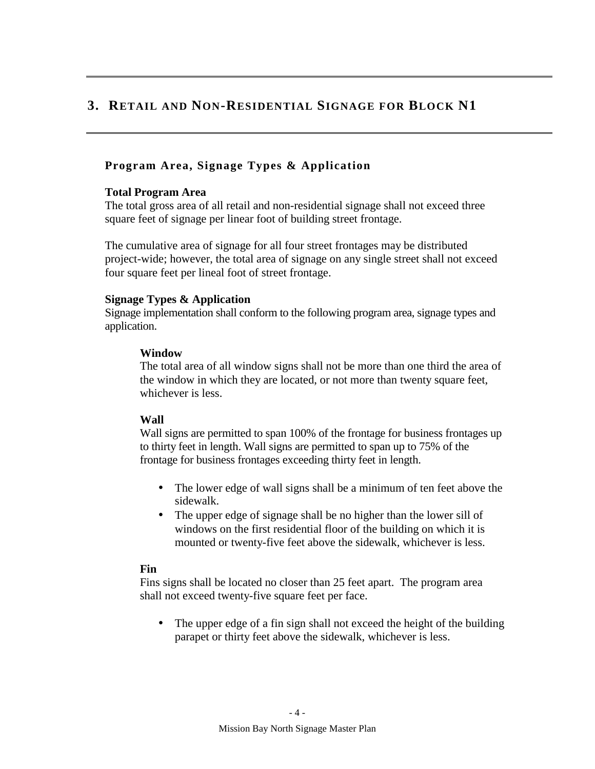# 3. RETAIL AND NON-RESIDENTIAL SIGNAGE FOR BLOCK N1

## Program Area, Signage Types & Application

**Total Program Area**
The total gross area of all retail and non-residential signage shall not exceed three square feet of signage per linear foot of building street frontage.

The cumulative area of signage for all four street frontages may be distributed project-wide; however, the total area of signage on any single street shall not exceed four square feet per lineal foot of street frontage.

**Signage Types & Application**
Signage implementation shall conform to the following program area, signage types and application.

**Window**
The total area of all window signs shall not be more than one third the area of the window in which they are located, or not more than twenty square feet, whichever is less.

**Wall**
Wall signs are permitted to span 100% of the frontage for business frontages up to thirty feet in length. Wall signs are permitted to span up to 75% of the frontage for business frontages exceeding thirty feet in length.

- The lower edge of wall signs shall be a minimum of ten feet above the sidewalk.
- The upper edge of signage shall be no higher than the lower sill of windows on the first residential floor of the building on which it is mounted or twenty-five feet above the sidewalk, whichever is less.

**Fin**
Fins signs shall be located no closer than 25 feet apart. The program area shall not exceed twenty-five square feet per face.

- The upper edge of a fin sign shall not exceed the height of the building parapet or thirty feet above the sidewalk, whichever is less.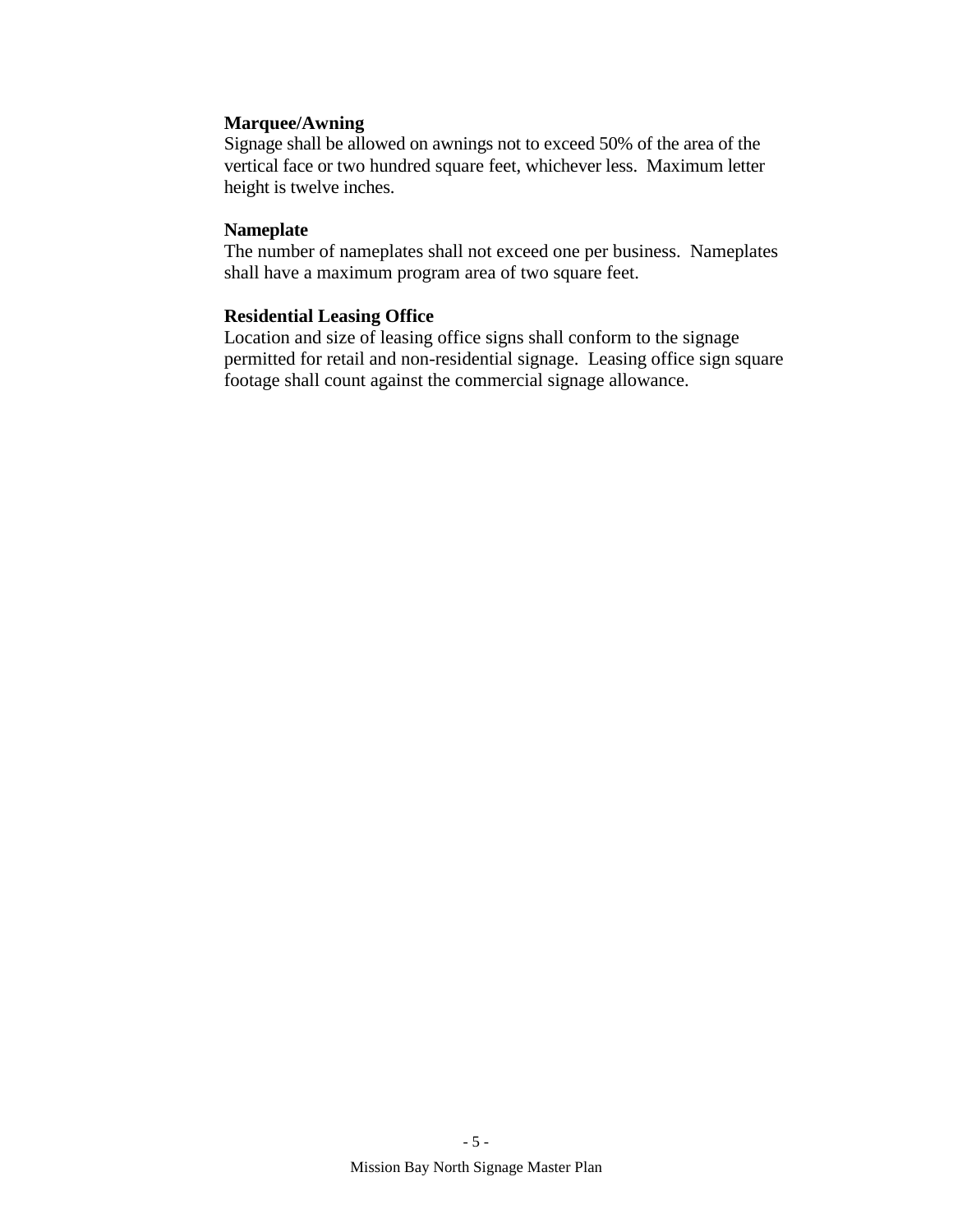**Marquee/Awning**

Signage shall be allowed on awnings not to exceed 50% of the area of the vertical face or two hundred square feet, whichever less. Maximum letter height is twelve inches.

**Nameplate**

The number of nameplates shall not exceed one per business. Nameplates shall have a maximum program area of two square feet.

**Residential Leasing Office**

Location and size of leasing office signs shall conform to the signage permitted for retail and non-residential signage. Leasing office sign square footage shall count against the commercial signage allowance.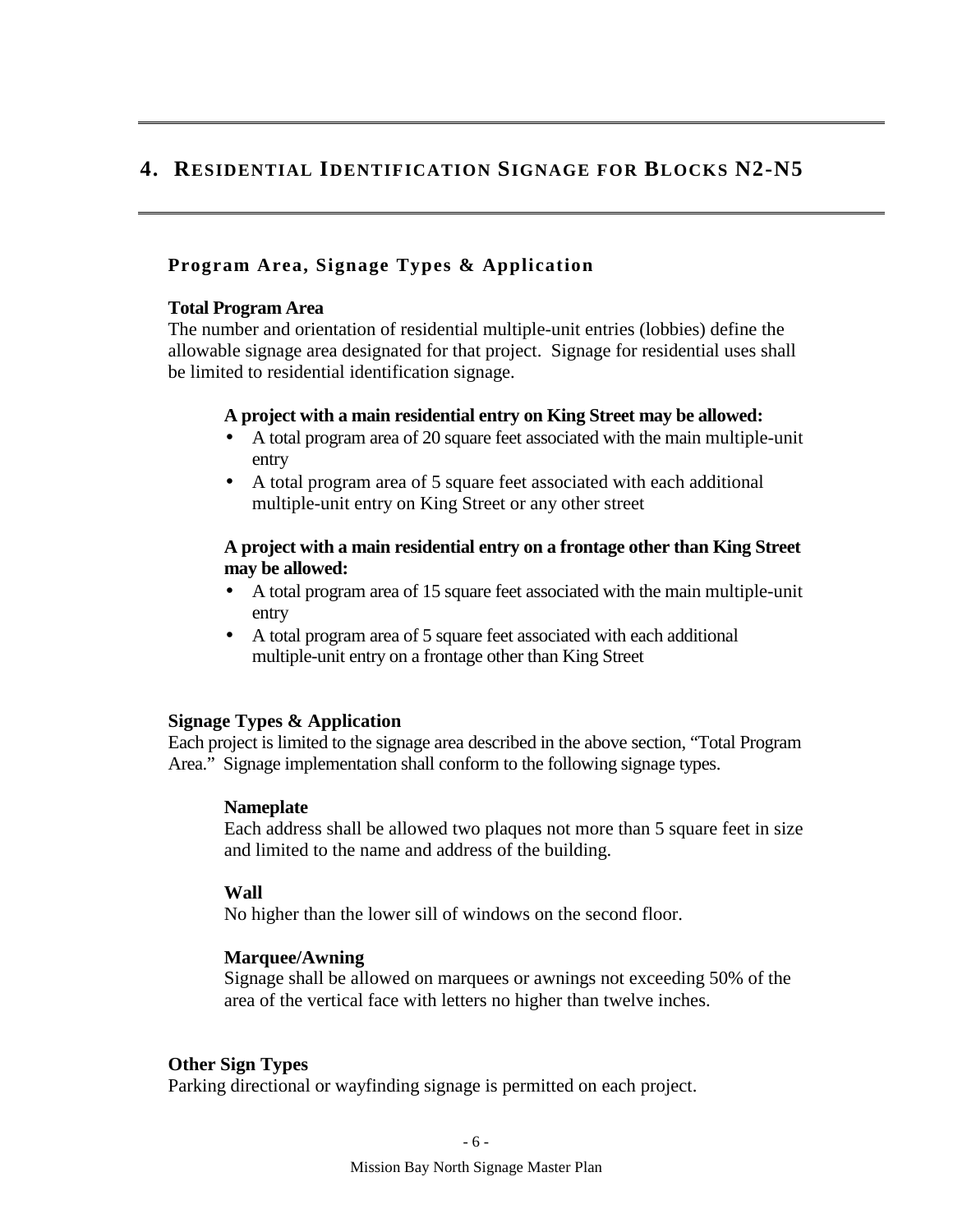# 4. Residential Identification Signage for Blocks N2-N5

## Program Area, Signage Types & Application

### Total Program Area

The number and orientation of residential multiple-unit entries (lobbies) define the allowable signage area designated for that project. Signage for residential uses shall be limited to residential identification signage.

**A project with a main residential entry on King Street may be allowed:**

- A total program area of 20 square feet associated with the main multiple-unit entry
- A total program area of 5 square feet associated with each additional multiple-unit entry on King Street or any other street

**A project with a main residential entry on a frontage other than King Street may be allowed:**

- A total program area of 15 square feet associated with the main multiple-unit entry
- A total program area of 5 square feet associated with each additional multiple-unit entry on a frontage other than King Street

### Signage Types & Application

Each project is limited to the signage area described in the above section, "Total Program Area." Signage implementation shall conform to the following signage types.

**Nameplate**

Each address shall be allowed two plaques not more than 5 square feet in size and limited to the name and address of the building.

**Wall**

No higher than the lower sill of windows on the second floor.

**Marquee/Awning**

Signage shall be allowed on marquees or awnings not exceeding 50% of the area of the vertical face with letters no higher than twelve inches.

### Other Sign Types

Parking directional or wayfinding signage is permitted on each project.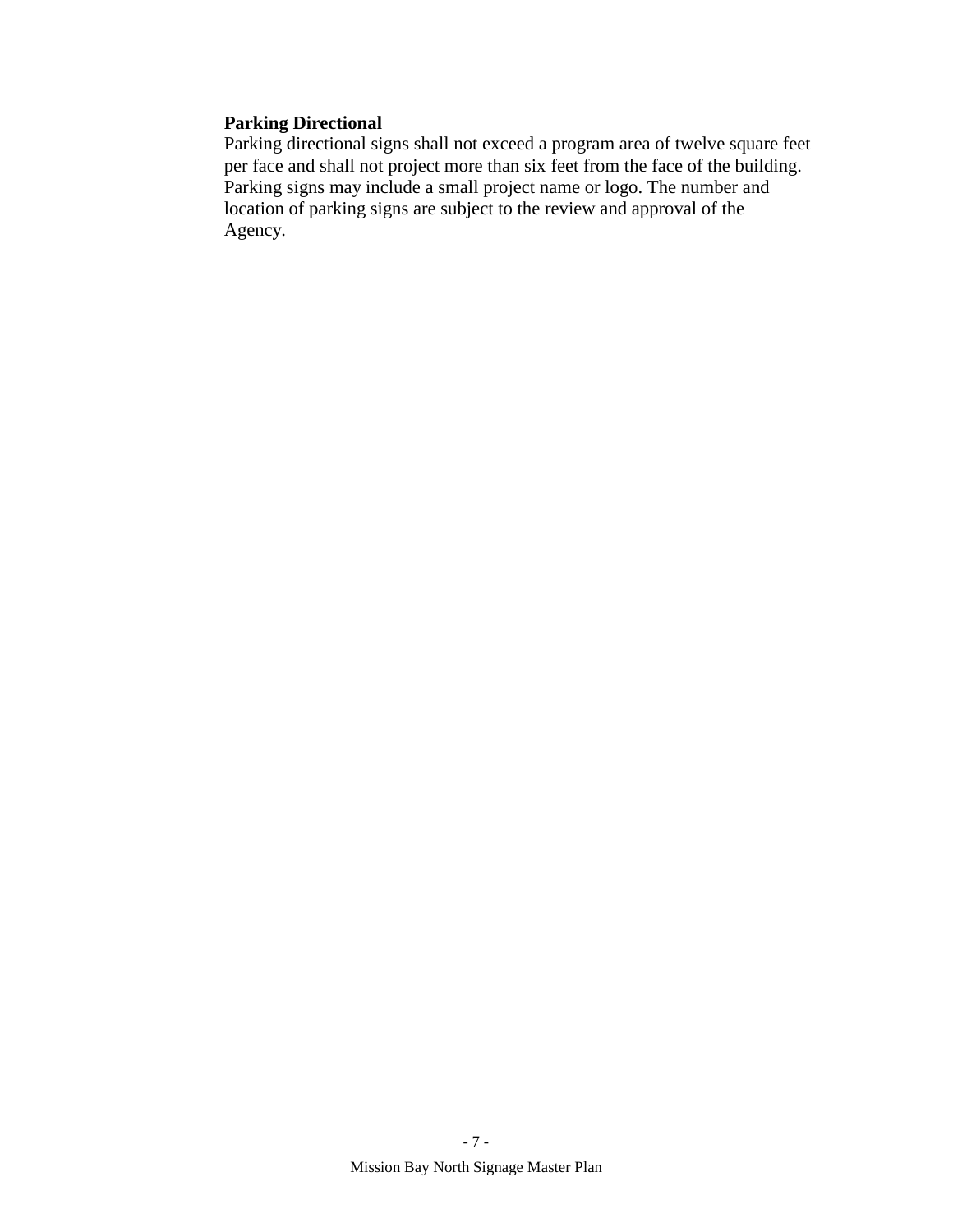**Parking Directional**

Parking directional signs shall not exceed a program area of twelve square feet per face and shall not project more than six feet from the face of the building. Parking signs may include a small project name or logo. The number and location of parking signs are subject to the review and approval of the Agency.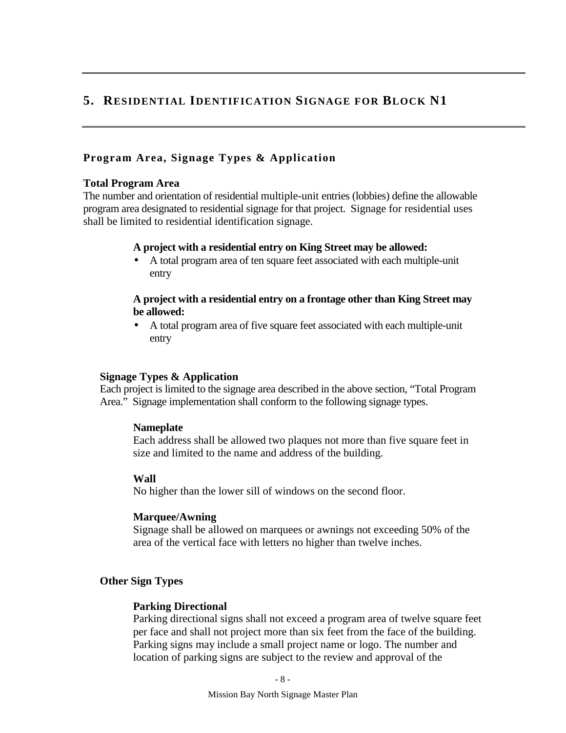# 5. RESIDENTIAL IDENTIFICATION SIGNAGE FOR BLOCK N1

## Program Area, Signage Types & Application

### Total Program Area

The number and orientation of residential multiple-unit entries (lobbies) define the allowable program area designated to residential signage for that project. Signage for residential uses shall be limited to residential identification signage.

**A project with a residential entry on King Street may be allowed:**

- A total program area of ten square feet associated with each multiple-unit entry

**A project with a residential entry on a frontage other than King Street may be allowed:**

- A total program area of five square feet associated with each multiple-unit entry

### Signage Types & Application

Each project is limited to the signage area described in the above section, "Total Program Area." Signage implementation shall conform to the following signage types.

**Nameplate**

Each address shall be allowed two plaques not more than five square feet in size and limited to the name and address of the building.

**Wall**

No higher than the lower sill of windows on the second floor.

**Marquee/Awning**

Signage shall be allowed on marquees or awnings not exceeding 50% of the area of the vertical face with letters no higher than twelve inches.

### Other Sign Types

**Parking Directional**

Parking directional signs shall not exceed a program area of twelve square feet per face and shall not project more than six feet from the face of the building. Parking signs may include a small project name or logo. The number and location of parking signs are subject to the review and approval of the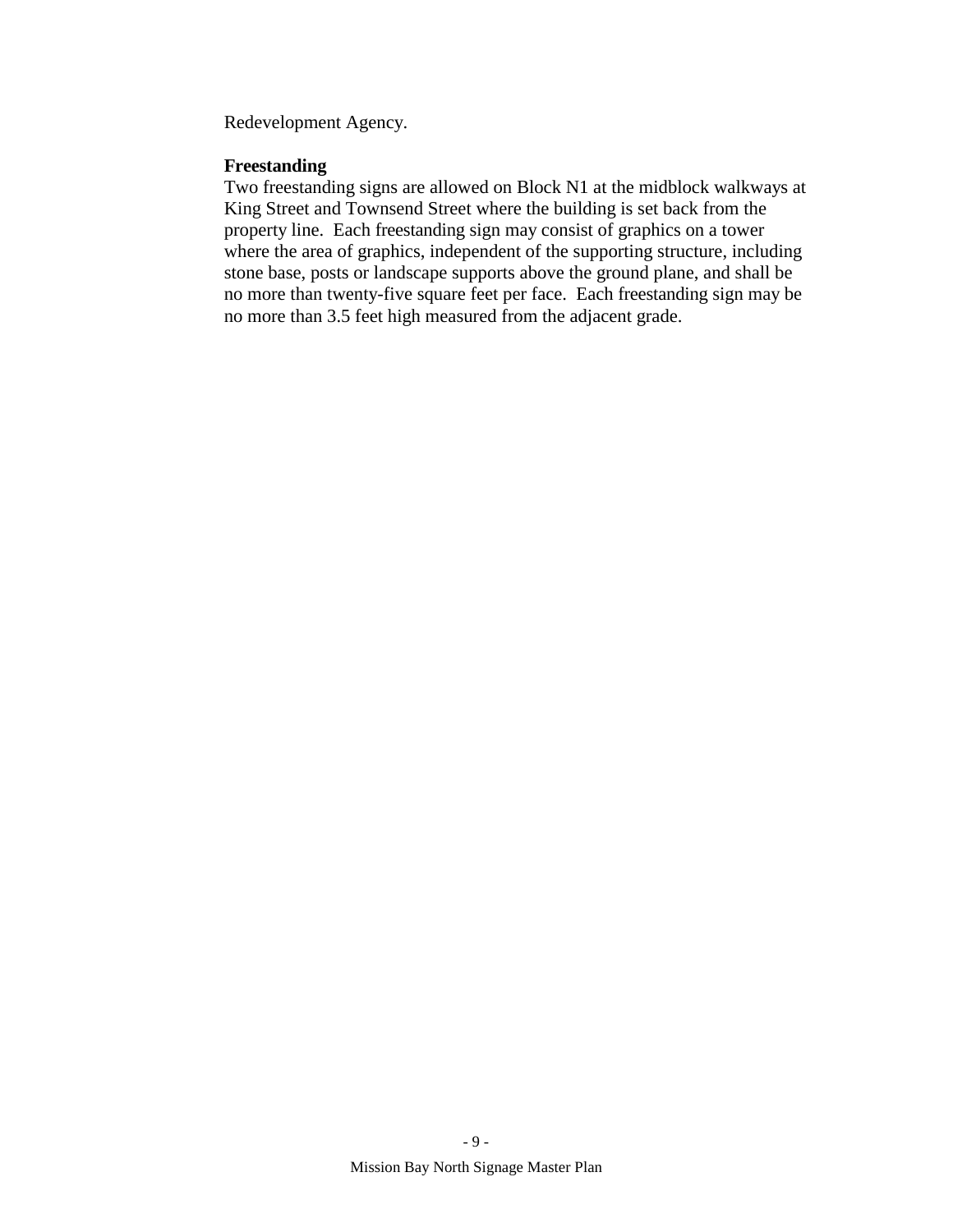Redevelopment Agency.

**Freestanding**

Two freestanding signs are allowed on Block N1 at the midblock walkways at King Street and Townsend Street where the building is set back from the property line. Each freestanding sign may consist of graphics on a tower where the area of graphics, independent of the supporting structure, including stone base, posts or landscape supports above the ground plane, and shall be no more than twenty-five square feet per face. Each freestanding sign may be no more than 3.5 feet high measured from the adjacent grade.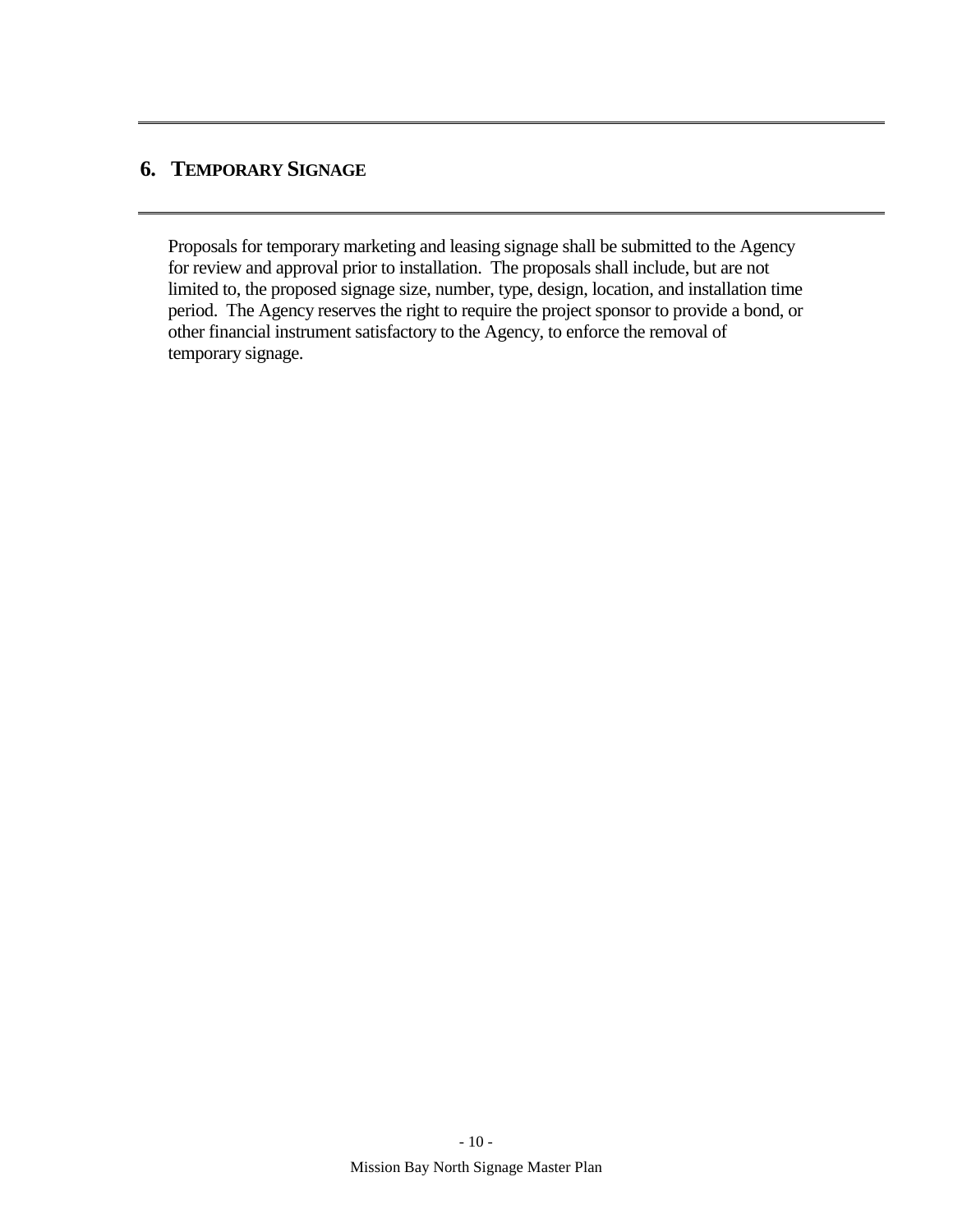## 6. TEMPORARY SIGNAGE

Proposals for temporary marketing and leasing signage shall be submitted to the Agency for review and approval prior to installation. The proposals shall include, but are not limited to, the proposed signage size, number, type, design, location, and installation time period. The Agency reserves the right to require the project sponsor to provide a bond, or other financial instrument satisfactory to the Agency, to enforce the removal of temporary signage.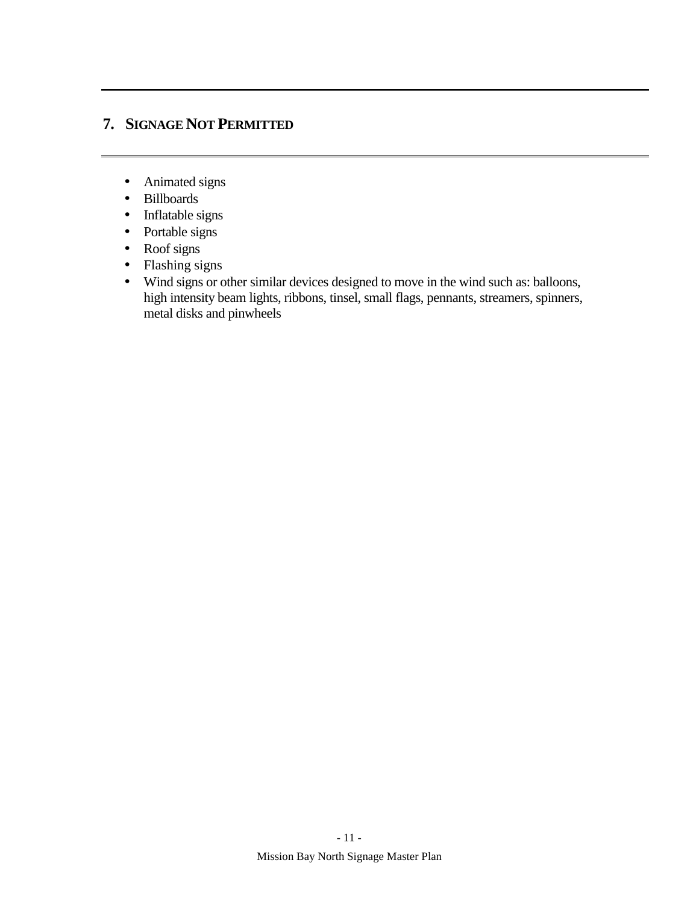## 7. SIGNAGE NOT PERMITTED

- Animated signs
- Billboards
- Inflatable signs
- Portable signs
- Roof signs
- Flashing signs
- Wind signs or other similar devices designed to move in the wind such as: balloons, high intensity beam lights, ribbons, tinsel, small flags, pennants, streamers, spinners, metal disks and pinwheels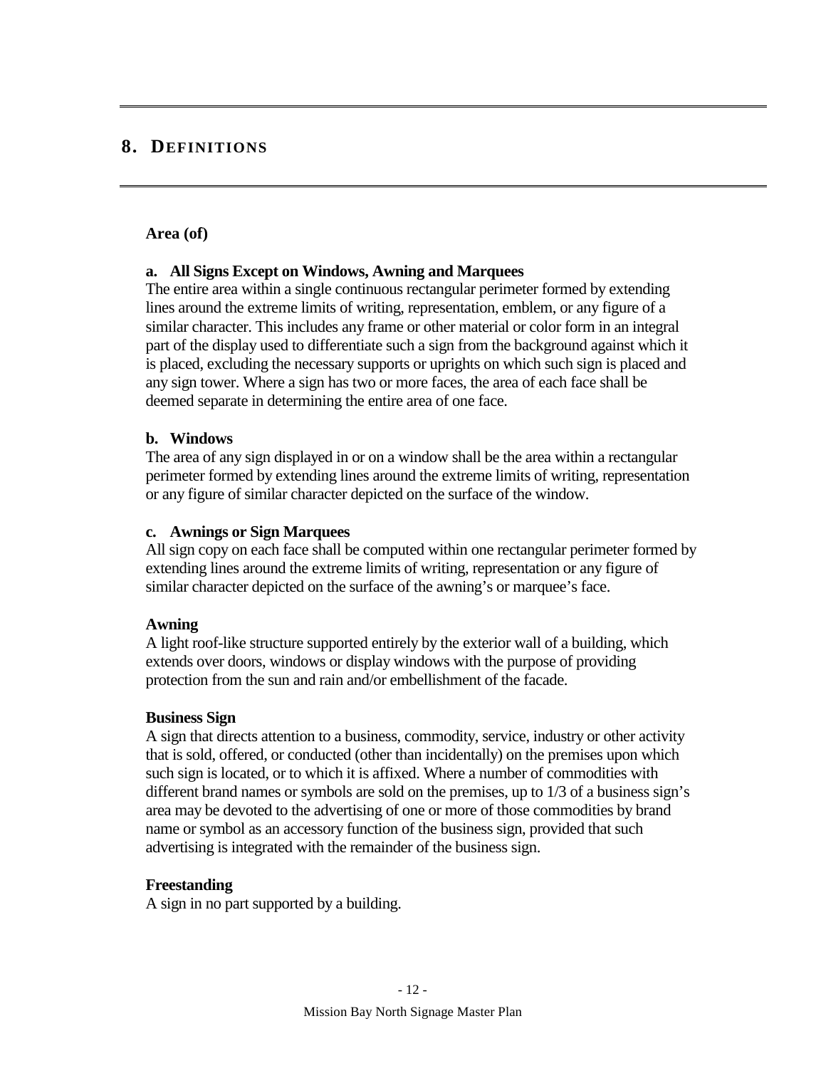# 8. DEFINITIONS

**Area (of)**

**a. All Signs Except on Windows, Awning and Marquees**
The entire area within a single continuous rectangular perimeter formed by extending lines around the extreme limits of writing, representation, emblem, or any figure of a similar character. This includes any frame or other material or color form in an integral part of the display used to differentiate such a sign from the background against which it is placed, excluding the necessary supports or uprights on which such sign is placed and any sign tower. Where a sign has two or more faces, the area of each face shall be deemed separate in determining the entire area of one face.

**b. Windows**
The area of any sign displayed in or on a window shall be the area within a rectangular perimeter formed by extending lines around the extreme limits of writing, representation or any figure of similar character depicted on the surface of the window.

**c. Awnings or Sign Marquees**
All sign copy on each face shall be computed within one rectangular perimeter formed by extending lines around the extreme limits of writing, representation or any figure of similar character depicted on the surface of the awning's or marquee's face.

**Awning**
A light roof-like structure supported entirely by the exterior wall of a building, which extends over doors, windows or display windows with the purpose of providing protection from the sun and rain and/or embellishment of the facade.

**Business Sign**
A sign that directs attention to a business, commodity, service, industry or other activity that is sold, offered, or conducted (other than incidentally) on the premises upon which such sign is located, or to which it is affixed. Where a number of commodities with different brand names or symbols are sold on the premises, up to 1/3 of a business sign's area may be devoted to the advertising of one or more of those commodities by brand name or symbol as an accessory function of the business sign, provided that such advertising is integrated with the remainder of the business sign.

**Freestanding**
A sign in no part supported by a building.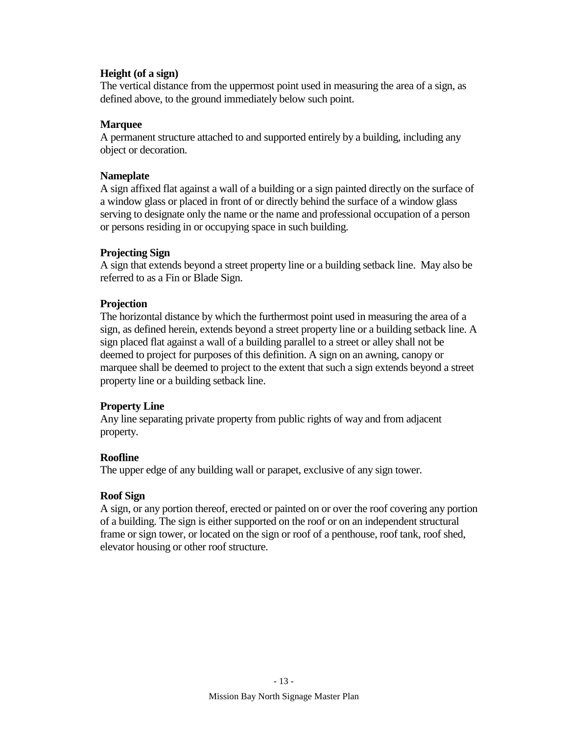**Height (of a sign)**
The vertical distance from the uppermost point used in measuring the area of a sign, as defined above, to the ground immediately below such point.

**Marquee**
A permanent structure attached to and supported entirely by a building, including any object or decoration.

**Nameplate**
A sign affixed flat against a wall of a building or a sign painted directly on the surface of a window glass or placed in front of or directly behind the surface of a window glass serving to designate only the name or the name and professional occupation of a person or persons residing in or occupying space in such building.

**Projecting Sign**
A sign that extends beyond a street property line or a building setback line. May also be referred to as a Fin or Blade Sign.

**Projection**
The horizontal distance by which the furthermost point used in measuring the area of a sign, as defined herein, extends beyond a street property line or a building setback line. A sign placed flat against a wall of a building parallel to a street or alley shall not be deemed to project for purposes of this definition. A sign on an awning, canopy or marquee shall be deemed to project to the extent that such a sign extends beyond a street property line or a building setback line.

**Property Line**
Any line separating private property from public rights of way and from adjacent property.

**Roofline**
The upper edge of any building wall or parapet, exclusive of any sign tower.

**Roof Sign**
A sign, or any portion thereof, erected or painted on or over the roof covering any portion of a building. The sign is either supported on the roof or on an independent structural frame or sign tower, or located on the sign or roof of a penthouse, roof tank, roof shed, elevator housing or other roof structure.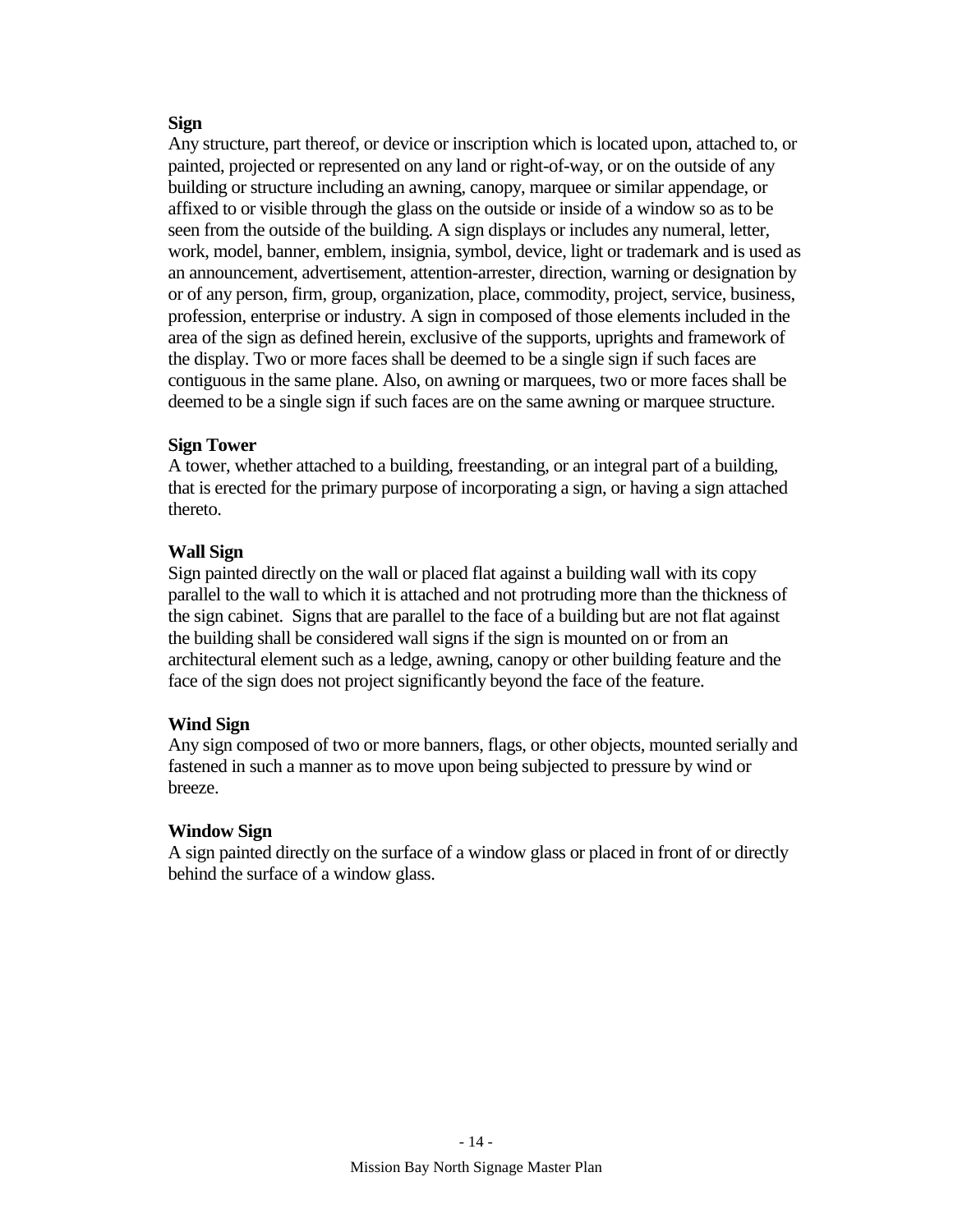**Sign**
Any structure, part thereof, or device or inscription which is located upon, attached to, or painted, projected or represented on any land or right-of-way, or on the outside of any building or structure including an awning, canopy, marquee or similar appendage, or affixed to or visible through the glass on the outside or inside of a window so as to be seen from the outside of the building. A sign displays or includes any numeral, letter, work, model, banner, emblem, insignia, symbol, device, light or trademark and is used as an announcement, advertisement, attention-arrester, direction, warning or designation by or of any person, firm, group, organization, place, commodity, project, service, business, profession, enterprise or industry. A sign in composed of those elements included in the area of the sign as defined herein, exclusive of the supports, uprights and framework of the display. Two or more faces shall be deemed to be a single sign if such faces are contiguous in the same plane. Also, on awning or marquees, two or more faces shall be deemed to be a single sign if such faces are on the same awning or marquee structure.

**Sign Tower**
A tower, whether attached to a building, freestanding, or an integral part of a building, that is erected for the primary purpose of incorporating a sign, or having a sign attached thereto.

**Wall Sign**
Sign painted directly on the wall or placed flat against a building wall with its copy parallel to the wall to which it is attached and not protruding more than the thickness of the sign cabinet. Signs that are parallel to the face of a building but are not flat against the building shall be considered wall signs if the sign is mounted on or from an architectural element such as a ledge, awning, canopy or other building feature and the face of the sign does not project significantly beyond the face of the feature.

**Wind Sign**
Any sign composed of two or more banners, flags, or other objects, mounted serially and fastened in such a manner as to move upon being subjected to pressure by wind or breeze.

**Window Sign**
A sign painted directly on the surface of a window glass or placed in front of or directly behind the surface of a window glass.